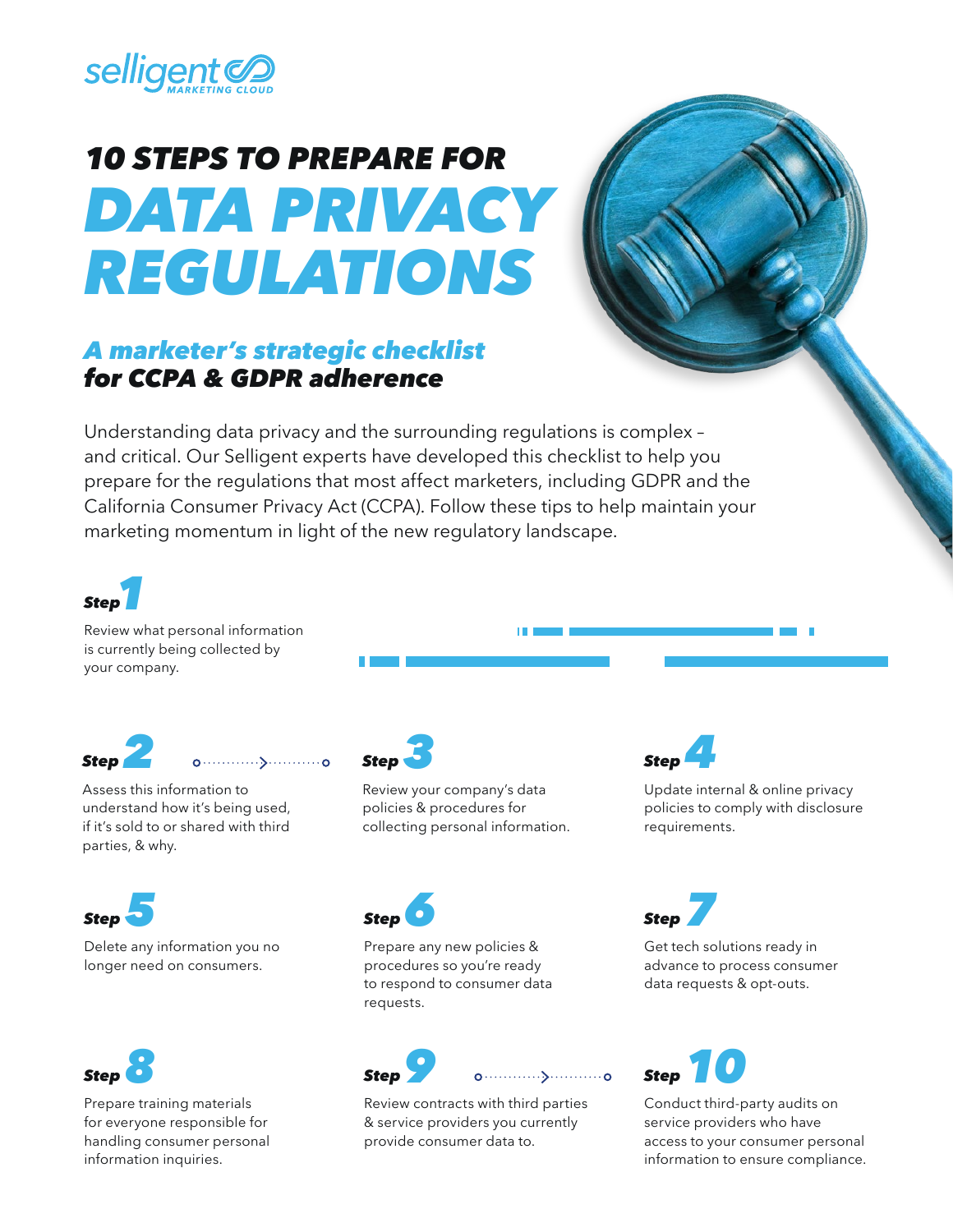selligent MARKETING CLOUD

# 10 STEPS TO PREPARE FOR DATA PRIVACY REGULATIONS

## *A marketer's strategic checklist for CCPA & GDPR adherence*

Understanding data privacy and the surrounding regulations is complex – and critical. Our Selligent experts have developed this checklist to help you prepare for the regulations that most affect marketers, including GDPR and the California Consumer Privacy Act (CCPA). Follow these tips to help maintain your marketing momentum in light of the new regulatory landscape.

### Step 1

Review what personal information is currently being collected by your company.

### Step 2

Assess this information to understand how it's being used, if it's sold to or shared with third parties, & why.

### Step 3

Review your company's data policies & procedures for collecting personal information.

### Step 4

Update internal & online privacy policies to comply with disclosure requirements.

### Step 5

Delete any information you no longer need on consumers.

### Step 6

Prepare any new policies & procedures so you're ready to respond to consumer data requests.

### Step 7

Get tech solutions ready in advance to process consumer data requests & opt-outs.

### Step 8

Prepare training materials for everyone responsible for handling consumer personal information inquiries.

### Step 9

Review contracts with third parties & service providers you currently provide consumer data to.

### Step 10

Conduct third-party audits on service providers who have access to your consumer personal information to ensure compliance.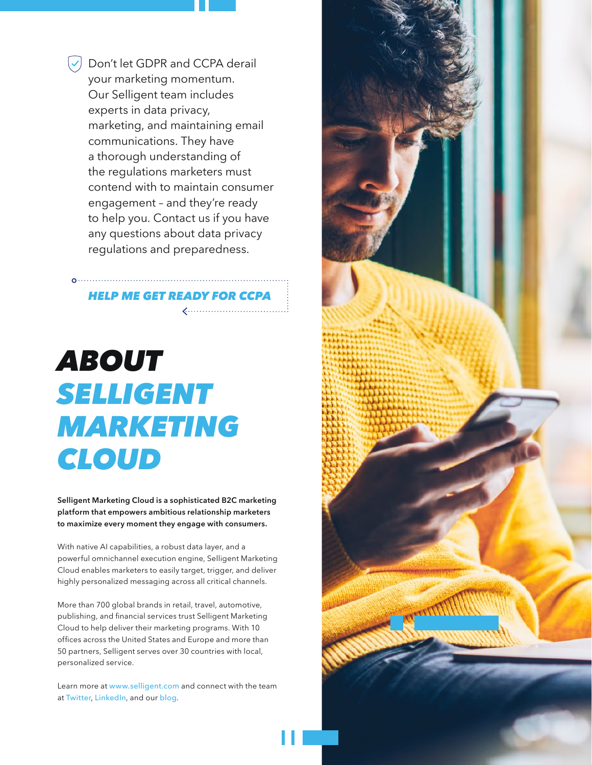Don't let GDPR and CCPA derail your marketing momentum. Our Selligent team includes experts in data privacy, marketing, and maintaining email communications. They have a thorough understanding of the regulations marketers must contend with to maintain consumer engagement – and they're ready to help you. Contact us if you have any questions about data privacy regulations and preparedness.

**HELP ME GET READY FOR CCPA**

# ABOUT SELLIGENT MARKETING CLOUD

**Selligent Marketing Cloud is a sophisticated B2C marketing platform that empowers ambitious relationship marketers to maximize every moment they engage with consumers.**

With native AI capabilities, a robust data layer, and a powerful omnichannel execution engine, Selligent Marketing Cloud enables marketers to easily target, trigger, and deliver highly personalized messaging across all critical channels.

More than 700 global brands in retail, travel, automotive, publishing, and financial services trust Selligent Marketing Cloud to help deliver their marketing programs. With 10 offices across the United States and Europe and more than 50 partners, Selligent serves over 30 countries with local, personalized service.

Learn more at www.selligent.com and connect with the team at Twitter, LinkedIn, and our blog.